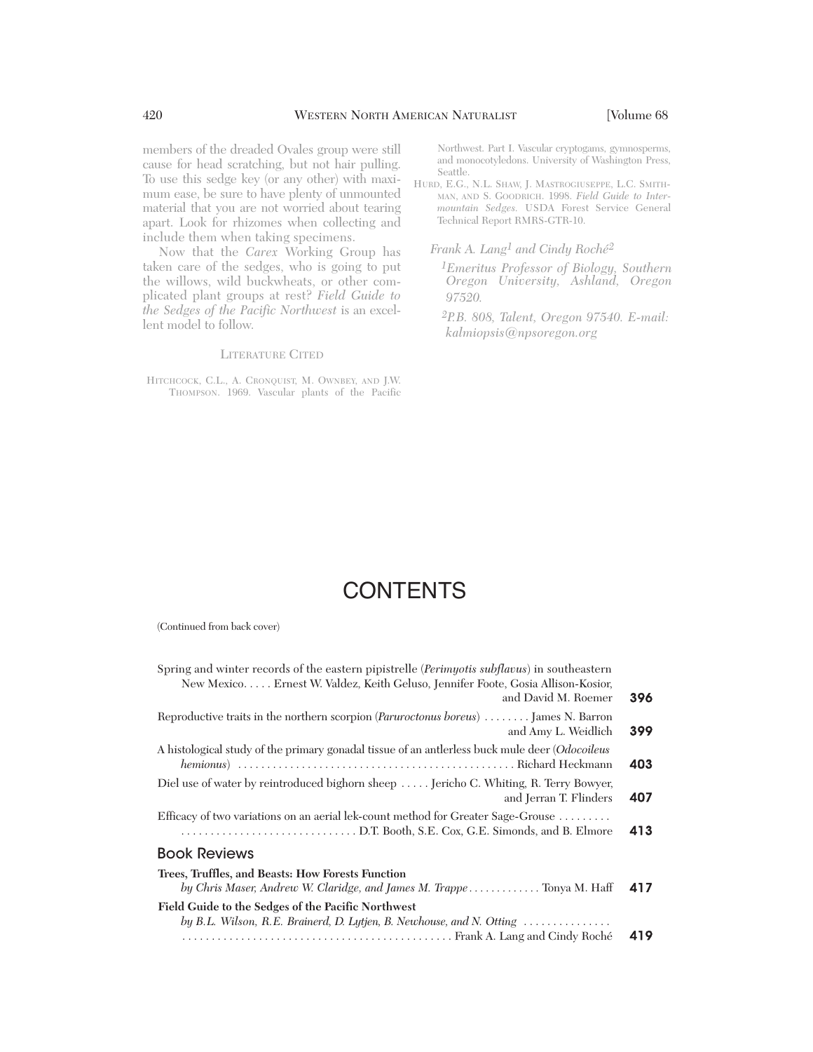members of the dreaded Ovales group were still cause for head scratching, but not hair pulling. To use this sedge key (or any other) with maximum ease, be sure to have plenty of unmounted material that you are not worried about tearing apart. Look for rhizomes when collecting and include them when taking specimens.

Now that the *Carex* Working Group has taken care of the sedges, who is going to put the willows, wild buckwheats, or other complicated plant groups at rest? *Field Guide to the Sedges of the Pacific Northwest* is an excellent model to follow.

### LITERATURE CITED

HITCHCOCK, C.L., A. CRONQUIST, M. OWNBEY, AND J.W. THOMPSON. 1969. Vascular plants of the Pacific Northwest. Part I. Vascular cryptogams, gymnosperms, and monocotyledons. University of Washington Press, Seattle.

HURD, E.G., N.L. SHAW, J. MASTROGIUSEPPE, L.C. SMITHMAN, AND S. GOODRICH. 1998. *Field Guide to Intermountain Sedges.* USDA Forest Service General Technical Report RMRS-GTR-10.

*Frank A. Lang[1] and Cindy Roché[2]*

*[1]Emeritus Professor of Biology, Southern Oregon University, Ashland, Oregon 97520.*

*[2]P.B. 808, Talent, Oregon 97540. E-mail: kalmiopsis@npsoregon.org*

# CONTENTS

(Continued from back cover)

Spring and winter records of the eastern pipistrelle (*Perimyotis subflavus*) in southeastern New Mexico. . . . . Ernest W. Valdez, Keith Geluso, Jennifer Foote, Gosia Allison-Kosior, and David M. Roemer **396**

Reproductive traits in the northern scorpion (*Paruroctonus boreus*) . . . . . . . . James N. Barron and Amy L. Weidlich **399**

A histological study of the primary gonadal tissue of an antlerless buck mule deer (*Odocoileus hemionus*) . . . . . . . . . . . . . . . . . . . . . . . . . . . . . . . . . . . . . . . . . . . . . . . . Richard Heckmann **403**

Diel use of water by reintroduced bighorn sheep . . . . . Jericho C. Whiting, R. Terry Bowyer, and Jerran T. Flinders **407**

Efficacy of two variations on an aerial lek-count method for Greater Sage-Grouse . . . . . . . . . . . . . . . . . . . . . . . . . . . . . . . . . . . . . . . D.T. Booth, S.E. Cox, G.E. Simonds, and B. Elmore **413**

## Book Reviews

**Trees, Truffles, and Beasts: How Forests Function**
*by Chris Maser, Andrew W. Claridge, and James M. Trappe* . . . . . . . . . . . . . Tonya M. Haff **417**

**Field Guide to the Sedges of the Pacific Northwest**
*by B.L. Wilson, R.E. Brainerd, D. Lytjen, B. Newhouse, and N. Otting* . . . . . . . . . . . . . . . . . . . . . . . . . . . . . . . . . . . . . . . . . . . . . . . . . . . . . . . . . . . . . . Frank A. Lang and Cindy Roché **419**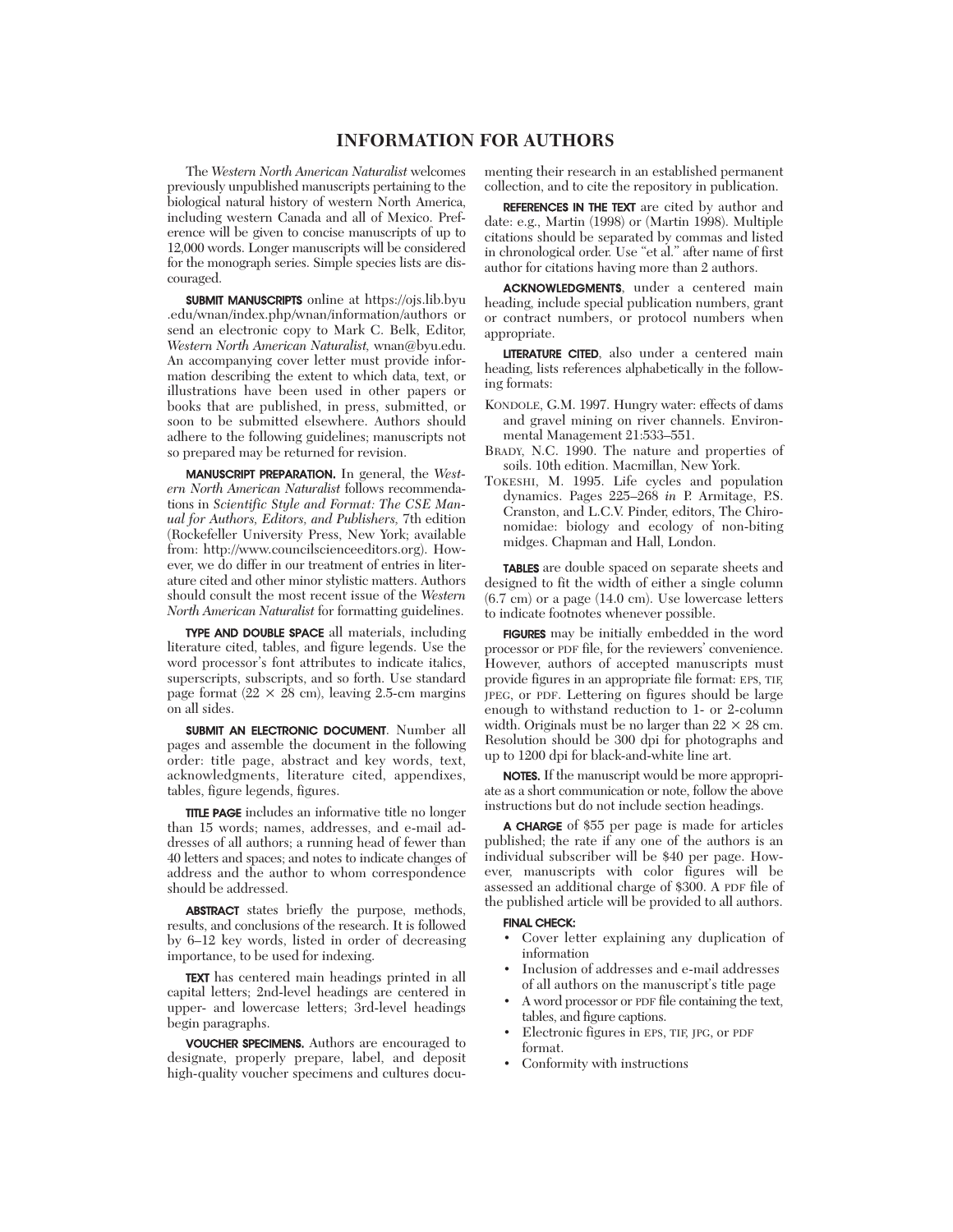# INFORMATION FOR AUTHORS

The *Western North American Naturalist* welcomes previously unpublished manuscripts pertaining to the biological natural history of western North America, including western Canada and all of Mexico. Preference will be given to concise manuscripts of up to 12,000 words. Longer manuscripts will be considered for the monograph series. Simple species lists are discouraged.

**SUBMIT MANUSCRIPTS** online at https://ojs.lib.byu.edu/wnan/index.php/wnan/information/authors or send an electronic copy to Mark C. Belk, Editor, *Western North American Naturalist*, wnan@byu.edu. An accompanying cover letter must provide information describing the extent to which data, text, or illustrations have been used in other papers or books that are published, in press, submitted, or soon to be submitted elsewhere. Authors should adhere to the following guidelines; manuscripts not so prepared may be returned for revision.

**MANUSCRIPT PREPARATION.** In general, the *Western North American Naturalist* follows recommendations in *Scientific Style and Format: The CSE Manual for Authors, Editors, and Publishers*, 7th edition (Rockefeller University Press, New York; available from: http://www.councilscienceeditors.org). However, we do differ in our treatment of entries in literature cited and other minor stylistic matters. Authors should consult the most recent issue of the *Western North American Naturalist* for formatting guidelines.

**TYPE AND DOUBLE SPACE** all materials, including literature cited, tables, and figure legends. Use the word processor's font attributes to indicate italics, superscripts, subscripts, and so forth. Use standard page format (22 × 28 cm), leaving 2.5-cm margins on all sides.

**SUBMIT AN ELECTRONIC DOCUMENT**. Number all pages and assemble the document in the following order: title page, abstract and key words, text, acknowledgments, literature cited, appendixes, tables, figure legends, figures.

**TITLE PAGE** includes an informative title no longer than 15 words; names, addresses, and e-mail addresses of all authors; a running head of fewer than 40 letters and spaces; and notes to indicate changes of address and the author to whom correspondence should be addressed.

**ABSTRACT** states briefly the purpose, methods, results, and conclusions of the research. It is followed by 6–12 key words, listed in order of decreasing importance, to be used for indexing.

**TEXT** has centered main headings printed in all capital letters; 2nd-level headings are centered in upper- and lowercase letters; 3rd-level headings begin paragraphs.

**VOUCHER SPECIMENS.** Authors are encouraged to designate, properly prepare, label, and deposit high-quality voucher specimens and cultures documenting their research in an established permanent collection, and to cite the repository in publication.

**REFERENCES IN THE TEXT** are cited by author and date: e.g., Martin (1998) or (Martin 1998). Multiple citations should be separated by commas and listed in chronological order. Use "et al." after name of first author for citations having more than 2 authors.

**ACKNOWLEDGMENTS**, under a centered main heading, include special publication numbers, grant or contract numbers, or protocol numbers when appropriate.

**LITERATURE CITED**, also under a centered main heading, lists references alphabetically in the following formats:

KONDOLE, G.M. 1997. Hungry water: effects of dams and gravel mining on river channels. Environmental Management 21:533–551.

BRADY, N.C. 1990. The nature and properties of soils. 10th edition. Macmillan, New York.

TOKESHI, M. 1995. Life cycles and population dynamics. Pages 225–268 *in* P. Armitage, P.S. Cranston, and L.C.V. Pinder, editors, The Chironomidae: biology and ecology of non-biting midges. Chapman and Hall, London.

**TABLES** are double spaced on separate sheets and designed to fit the width of either a single column (6.7 cm) or a page (14.0 cm). Use lowercase letters to indicate footnotes whenever possible.

**FIGURES** may be initially embedded in the word processor or PDF file, for the reviewers' convenience. However, authors of accepted manuscripts must provide figures in an appropriate file format: EPS, TIF, JPEG, or PDF. Lettering on figures should be large enough to withstand reduction to 1- or 2-column width. Originals must be no larger than 22 × 28 cm. Resolution should be 300 dpi for photographs and up to 1200 dpi for black-and-white line art.

**NOTES.** If the manuscript would be more appropriate as a short communication or note, follow the above instructions but do not include section headings.

**A CHARGE** of $55 per page is made for articles published; the rate if any one of the authors is an individual subscriber will be $40 per page. However, manuscripts with color figures will be assessed an additional charge of $300. A PDF file of the published article will be provided to all authors.

**FINAL CHECK:**

- Cover letter explaining any duplication of information
- Inclusion of addresses and e-mail addresses of all authors on the manuscript's title page
- A word processor or PDF file containing the text, tables, and figure captions.
- Electronic figures in EPS, TIF, JPG, or PDF format.
- Conformity with instructions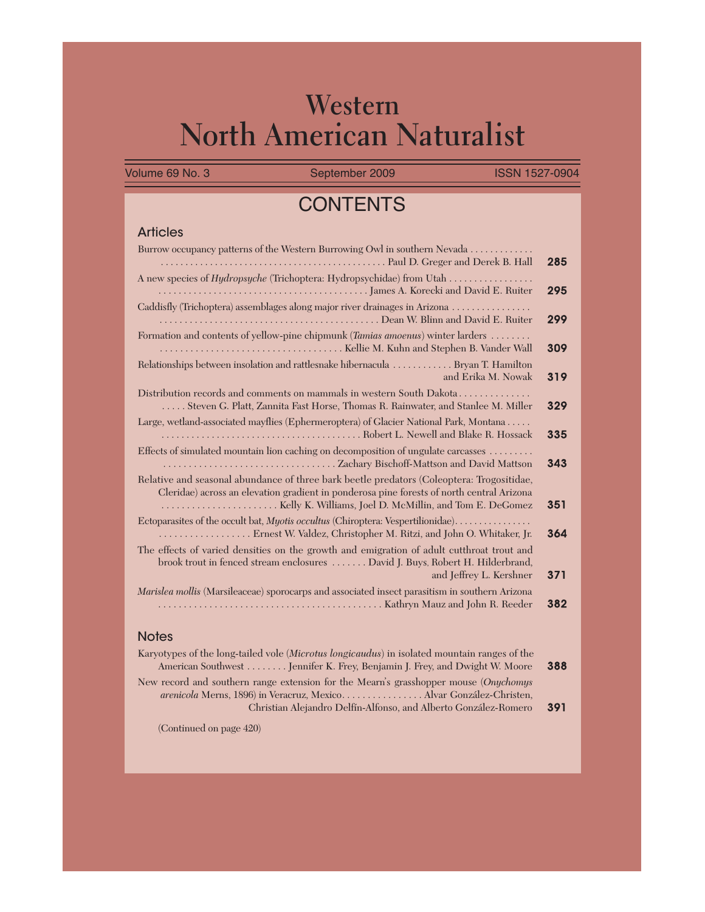# Western North American Naturalist

Volume 69 No. 3 September 2009 ISSN 1527-0904

## CONTENTS

### Articles

Burrow occupancy patterns of the Western Burrowing Owl in southern Nevada . . . . . . . . . . . . . Paul D. Greger and Derek B. Hall **285**

A new species of *Hydropsyche* (Trichoptera: Hydropsychidae) from Utah . . . . . . . . . . . . . . . . . James A. Korecki and David E. Ruiter **295**

Caddisfly (Trichoptera) assemblages along major river drainages in Arizona . . . . . . . . . . . . . . . . Dean W. Blinn and David E. Ruiter **299**

Formation and contents of yellow-pine chipmunk (*Tamias amoenus*) winter larders . . . . . . . . Kellie M. Kuhn and Stephen B. Vander Wall **309**

Relationships between insolation and rattlesnake hibernacula . . . . . . . . . . . . Bryan T. Hamilton and Erika M. Nowak **319**

Distribution records and comments on mammals in western South Dakota . . . . . . . . . . . . . . Steven G. Platt, Zannita Fast Horse, Thomas R. Rainwater, and Stanlee M. Miller **329**

Large, wetland-associated mayflies (Ephermeroptera) of Glacier National Park, Montana . . . . . Robert L. Newell and Blake R. Hossack **335**

Effects of simulated mountain lion caching on decomposition of ungulate carcasses . . . . . . . . . Zachary Bischoff-Mattson and David Mattson **343**

Relative and seasonal abundance of three bark beetle predators (Coleoptera: Trogositidae, Cleridae) across an elevation gradient in ponderosa pine forests of north central Arizona . . . . . . . . . . . . . . . . . . . . . . . Kelly K. Williams, Joel D. McMillin, and Tom E. DeGomez **351**

Ectoparasites of the occult bat, *Myotis occultus* (Chiroptera: Vespertilionidae). . . . . . . . . . . . . . . . Ernest W. Valdez, Christopher M. Ritzi, and John O. Whitaker, Jr. **364**

The effects of varied densities on the growth and emigration of adult cutthroat trout and brook trout in fenced stream enclosures . . . . . . . David J. Buys, Robert H. Hilderbrand, and Jeffrey L. Kershner **371**

*Marislea mollis* (Marsileaceae) sporocarps and associated insect parasitism in southern Arizona . . . . . . . . . . . . . . . . . . . . . . . . . . . . . . . . . . . . . . . . . . . Kathryn Mauz and John R. Reeder **382**

### Notes

Karyotypes of the long-tailed vole (*Microtus longicaudus*) in isolated mountain ranges of the American Southwest . . . . . . . . Jennifer K. Frey, Benjamin J. Frey, and Dwight W. Moore **388**

New record and southern range extension for the Mearn's grasshopper mouse (*Onychomys arenicola* Merns, 1896) in Veracruz, Mexico. . . . . . . . . . . . . . . . Alvar González-Christen, Christian Alejandro Delfín-Alfonso, and Alberto González-Romero **391**

(Continued on page 420)